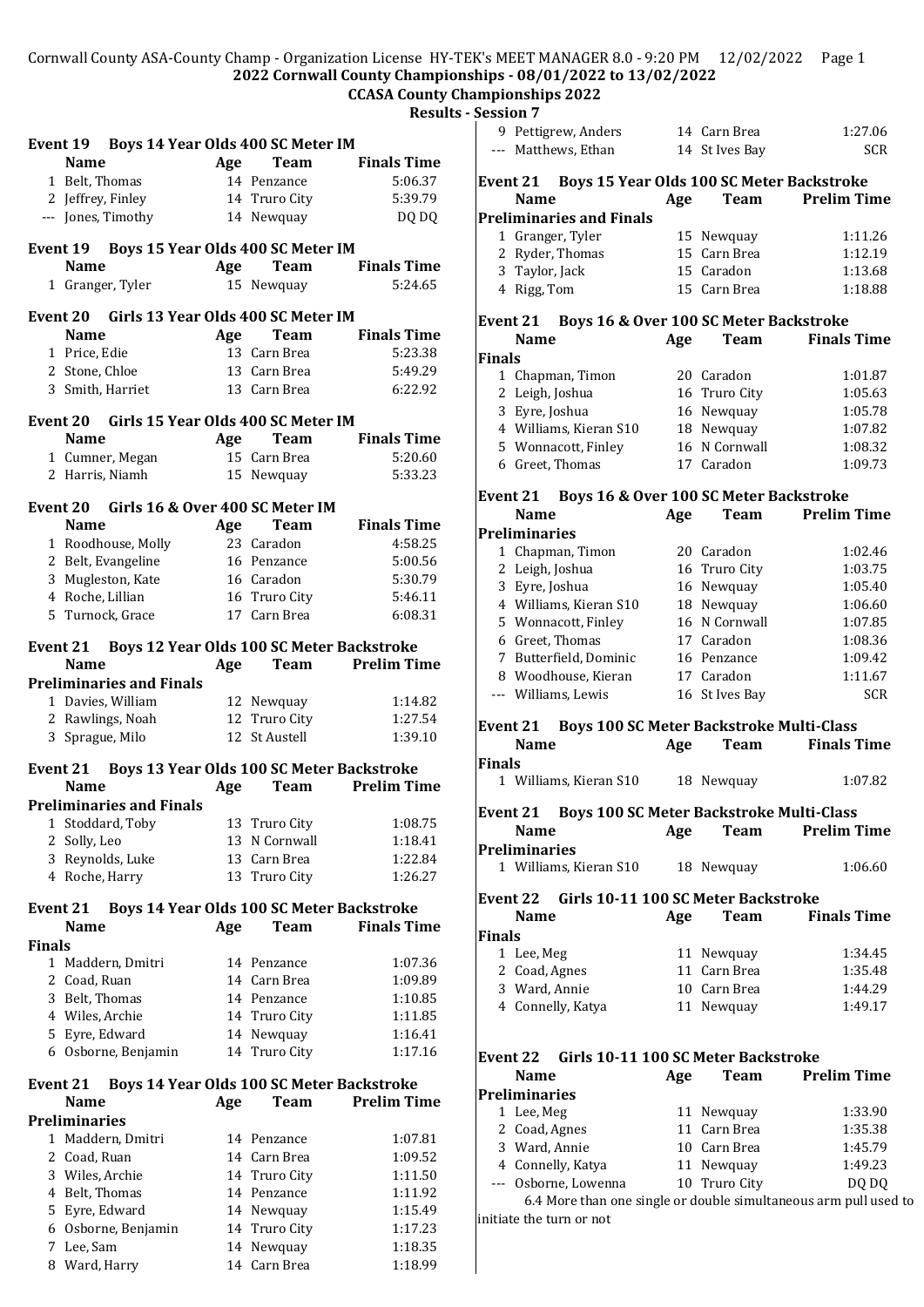Cornwall County ASA-County Champ - Organization License HY-TEK's MEET MANAGER 8.0 - 9:20 PM 12/02/2022

# 2022 Cornwall County Championships - 08/01/2022 to 13/02/2022

## CCASA County Championships 2022

### Results - Session 7

**Event 19 Boys 14 Year Olds 400 SC Meter IM**

| | Name | Age | Team | Finals Time |
|---|---|---|---|---|
| 1 | Belt, Thomas | 14 | Penzance | 5:06.37 |
| 2 | Jeffrey, Finley | 14 | Truro City | 5:39.79 |
| --- | Jones, Timothy | 14 | Newquay | DQ DQ |

**Event 19 Boys 15 Year Olds 400 SC Meter IM**

| | Name | Age | Team | Finals Time |
|---|---|---|---|---|
| 1 | Granger, Tyler | 15 | Newquay | 5:24.65 |

**Event 20 Girls 13 Year Olds 400 SC Meter IM**

| | Name | Age | Team | Finals Time |
|---|---|---|---|---|
| 1 | Price, Edie | 13 | Carn Brea | 5:23.38 |
| 2 | Stone, Chloe | 13 | Carn Brea | 5:49.29 |
| 3 | Smith, Harriet | 13 | Carn Brea | 6:22.92 |

**Event 20 Girls 15 Year Olds 400 SC Meter IM**

| | Name | Age | Team | Finals Time |
|---|---|---|---|---|
| 1 | Cumner, Megan | 15 | Carn Brea | 5:20.60 |
| 2 | Harris, Niamh | 15 | Newquay | 5:33.23 |

**Event 20 Girls 16 & Over 400 SC Meter IM**

| | Name | Age | Team | Finals Time |
|---|---|---|---|---|
| 1 | Roodhouse, Molly | 23 | Caradon | 4:58.25 |
| 2 | Belt, Evangeline | 16 | Penzance | 5:00.56 |
| 3 | Mugleston, Kate | 16 | Caradon | 5:30.79 |
| 4 | Roche, Lillian | 16 | Truro City | 5:46.11 |
| 5 | Turnock, Grace | 17 | Carn Brea | 6:08.31 |

**Event 21 Boys 12 Year Olds 100 SC Meter Backstroke**

| | Name | Age | Team | Prelim Time |
|---|---|---|---|---|
| **Preliminaries and Finals** | | | | |
| 1 | Davies, William | 12 | Newquay | 1:14.82 |
| 2 | Rawlings, Noah | 12 | Truro City | 1:27.54 |
| 3 | Sprague, Milo | 12 | St Austell | 1:39.10 |

**Event 21 Boys 13 Year Olds 100 SC Meter Backstroke**

| | Name | Age | Team | Prelim Time |
|---|---|---|---|---|
| **Preliminaries and Finals** | | | | |
| 1 | Stoddard, Toby | 13 | Truro City | 1:08.75 |
| 2 | Solly, Leo | 13 | N Cornwall | 1:18.41 |
| 3 | Reynolds, Luke | 13 | Carn Brea | 1:22.84 |
| 4 | Roche, Harry | 13 | Truro City | 1:26.27 |

**Event 21 Boys 14 Year Olds 100 SC Meter Backstroke**

| | Name | Age | Team | Finals Time |
|---|---|---|---|---|
| **Finals** | | | | |
| 1 | Maddern, Dmitri | 14 | Penzance | 1:07.36 |
| 2 | Coad, Ruan | 14 | Carn Brea | 1:09.89 |
| 3 | Belt, Thomas | 14 | Penzance | 1:10.85 |
| 4 | Wiles, Archie | 14 | Truro City | 1:11.85 |
| 5 | Eyre, Edward | 14 | Newquay | 1:16.41 |
| 6 | Osborne, Benjamin | 14 | Truro City | 1:17.16 |

**Event 21 Boys 14 Year Olds 100 SC Meter Backstroke**

| | Name | Age | Team | Prelim Time |
|---|---|---|---|---|
| **Preliminaries** | | | | |
| 1 | Maddern, Dmitri | 14 | Penzance | 1:07.81 |
| 2 | Coad, Ruan | 14 | Carn Brea | 1:09.52 |
| 3 | Wiles, Archie | 14 | Truro City | 1:11.50 |
| 4 | Belt, Thomas | 14 | Penzance | 1:11.92 |
| 5 | Eyre, Edward | 14 | Newquay | 1:15.49 |
| 6 | Osborne, Benjamin | 14 | Truro City | 1:17.23 |
| 7 | Lee, Sam | 14 | Newquay | 1:18.35 |
| 8 | Ward, Harry | 14 | Carn Brea | 1:18.99 |
| 9 | Pettigrew, Anders | 14 | Carn Brea | 1:27.06 |
| --- | Matthews, Ethan | 14 | St Ives Bay | SCR |

**Event 21 Boys 15 Year Olds 100 SC Meter Backstroke**

| | Name | Age | Team | Prelim Time |
|---|---|---|---|---|
| **Preliminaries and Finals** | | | | |
| 1 | Granger, Tyler | 15 | Newquay | 1:11.26 |
| 2 | Ryder, Thomas | 15 | Carn Brea | 1:12.19 |
| 3 | Taylor, Jack | 15 | Caradon | 1:13.68 |
| 4 | Rigg, Tom | 15 | Carn Brea | 1:18.88 |

**Event 21 Boys 16 & Over 100 SC Meter Backstroke**

| | Name | Age | Team | Finals Time |
|---|---|---|---|---|
| **Finals** | | | | |
| 1 | Chapman, Timon | 20 | Caradon | 1:01.87 |
| 2 | Leigh, Joshua | 16 | Truro City | 1:05.63 |
| 3 | Eyre, Joshua | 16 | Newquay | 1:05.78 |
| 4 | Williams, Kieran S10 | 18 | Newquay | 1:07.82 |
| 5 | Wonnacott, Finley | 16 | N Cornwall | 1:08.32 |
| 6 | Greet, Thomas | 17 | Caradon | 1:09.73 |

**Event 21 Boys 16 & Over 100 SC Meter Backstroke**

| | Name | Age | Team | Prelim Time |
|---|---|---|---|---|
| **Preliminaries** | | | | |
| 1 | Chapman, Timon | 20 | Caradon | 1:02.46 |
| 2 | Leigh, Joshua | 16 | Truro City | 1:03.75 |
| 3 | Eyre, Joshua | 16 | Newquay | 1:05.40 |
| 4 | Williams, Kieran S10 | 18 | Newquay | 1:06.60 |
| 5 | Wonnacott, Finley | 16 | N Cornwall | 1:07.85 |
| 6 | Greet, Thomas | 17 | Caradon | 1:08.36 |
| 7 | Butterfield, Dominic | 16 | Penzance | 1:09.42 |
| 8 | Woodhouse, Kieran | 17 | Caradon | 1:11.67 |
| --- | Williams, Lewis | 16 | St Ives Bay | SCR |

**Event 21 Boys 100 SC Meter Backstroke Multi-Class**

| | Name | Age | Team | Finals Time |
|---|---|---|---|---|
| **Finals** | | | | |
| 1 | Williams, Kieran S10 | 18 | Newquay | 1:07.82 |

**Event 21 Boys 100 SC Meter Backstroke Multi-Class**

| | Name | Age | Team | Prelim Time |
|---|---|---|---|---|
| **Preliminaries** | | | | |
| 1 | Williams, Kieran S10 | 18 | Newquay | 1:06.60 |

**Event 22 Girls 10-11 100 SC Meter Backstroke**

| | Name | Age | Team | Finals Time |
|---|---|---|---|---|
| **Finals** | | | | |
| 1 | Lee, Meg | 11 | Newquay | 1:34.45 |
| 2 | Coad, Agnes | 11 | Carn Brea | 1:35.48 |
| 3 | Ward, Annie | 10 | Carn Brea | 1:44.29 |
| 4 | Connelly, Katya | 11 | Newquay | 1:49.17 |

**Event 22 Girls 10-11 100 SC Meter Backstroke**

| | Name | Age | Team | Prelim Time |
|---|---|---|---|---|
| **Preliminaries** | | | | |
| 1 | Lee, Meg | 11 | Newquay | 1:33.90 |
| 2 | Coad, Agnes | 11 | Carn Brea | 1:35.38 |
| 3 | Ward, Annie | 10 | Carn Brea | 1:45.79 |
| 4 | Connelly, Katya | 11 | Newquay | 1:49.23 |
| --- | Osborne, Lowenna | 10 | Truro City | DQ DQ |

6.4 More than one single or double simultaneous arm pull used to initiate the turn or not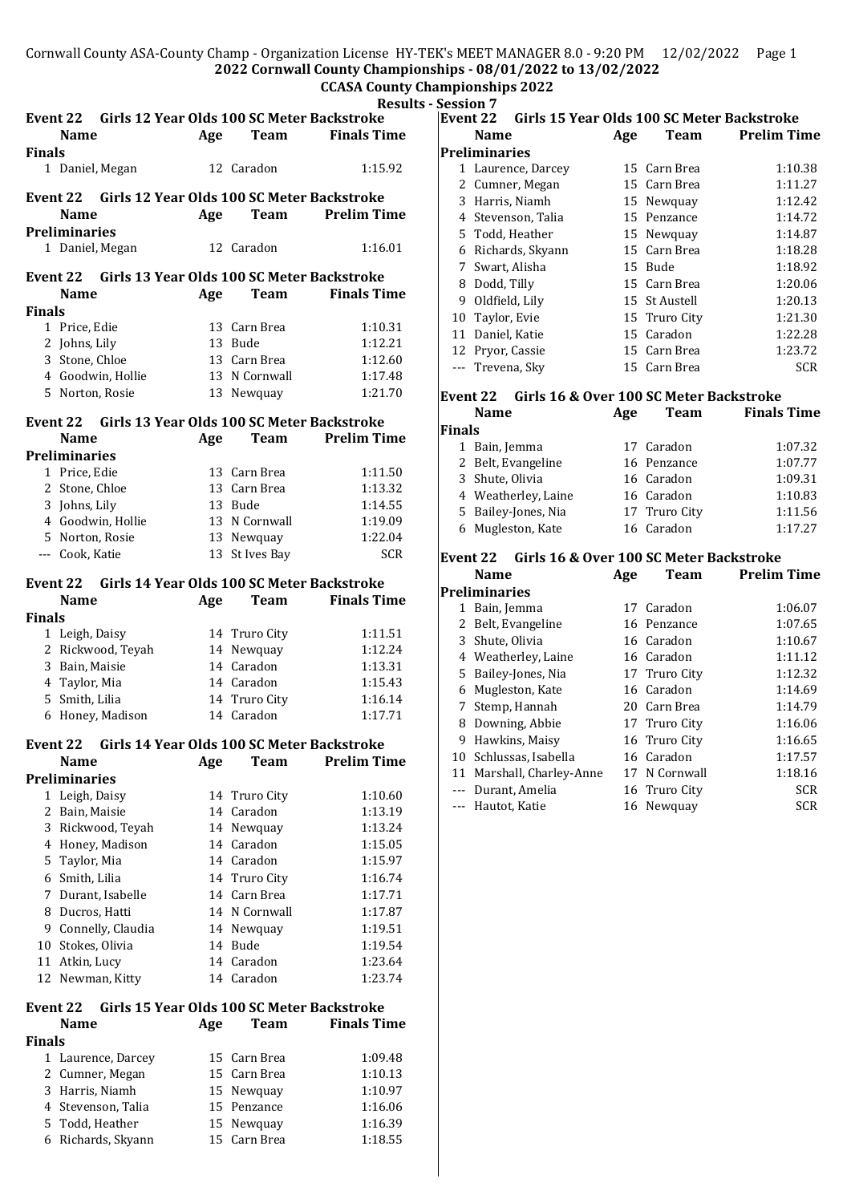## 2022 Cornwall County Championships - 08/01/2022 to 13/02/2022

### CCASA County Championships 2022

### Results - Session 7

**Event 22 Girls 12 Year Olds 100 SC Meter Backstroke**

| | Name | Age | Team | Finals Time |
|---|---|---|---|---|
| **Finals** | | | | |
| 1 | Daniel, Megan | 12 | Caradon | 1:15.92 |

**Event 22 Girls 12 Year Olds 100 SC Meter Backstroke**

| | Name | Age | Team | Prelim Time |
|---|---|---|---|---|
| **Preliminaries** | | | | |
| 1 | Daniel, Megan | 12 | Caradon | 1:16.01 |

**Event 22 Girls 13 Year Olds 100 SC Meter Backstroke**

| | Name | Age | Team | Finals Time |
|---|---|---|---|---|
| **Finals** | | | | |
| 1 | Price, Edie | 13 | Carn Brea | 1:10.31 |
| 2 | Johns, Lily | 13 | Bude | 1:12.21 |
| 3 | Stone, Chloe | 13 | Carn Brea | 1:12.60 |
| 4 | Goodwin, Hollie | 13 | N Cornwall | 1:17.48 |
| 5 | Norton, Rosie | 13 | Newquay | 1:21.70 |

**Event 22 Girls 13 Year Olds 100 SC Meter Backstroke**

| | Name | Age | Team | Prelim Time |
|---|---|---|---|---|
| **Preliminaries** | | | | |
| 1 | Price, Edie | 13 | Carn Brea | 1:11.50 |
| 2 | Stone, Chloe | 13 | Carn Brea | 1:13.32 |
| 3 | Johns, Lily | 13 | Bude | 1:14.55 |
| 4 | Goodwin, Hollie | 13 | N Cornwall | 1:19.09 |
| 5 | Norton, Rosie | 13 | Newquay | 1:22.04 |
| --- | Cook, Katie | 13 | St Ives Bay | SCR |

**Event 22 Girls 14 Year Olds 100 SC Meter Backstroke**

| | Name | Age | Team | Finals Time |
|---|---|---|---|---|
| **Finals** | | | | |
| 1 | Leigh, Daisy | 14 | Truro City | 1:11.51 |
| 2 | Rickwood, Teyah | 14 | Newquay | 1:12.24 |
| 3 | Bain, Maisie | 14 | Caradon | 1:13.31 |
| 4 | Taylor, Mia | 14 | Caradon | 1:15.43 |
| 5 | Smith, Lilia | 14 | Truro City | 1:16.14 |
| 6 | Honey, Madison | 14 | Caradon | 1:17.71 |

**Event 22 Girls 14 Year Olds 100 SC Meter Backstroke**

| | Name | Age | Team | Prelim Time |
|---|---|---|---|---|
| **Preliminaries** | | | | |
| 1 | Leigh, Daisy | 14 | Truro City | 1:10.60 |
| 2 | Bain, Maisie | 14 | Caradon | 1:13.19 |
| 3 | Rickwood, Teyah | 14 | Newquay | 1:13.24 |
| 4 | Honey, Madison | 14 | Caradon | 1:15.05 |
| 5 | Taylor, Mia | 14 | Caradon | 1:15.97 |
| 6 | Smith, Lilia | 14 | Truro City | 1:16.74 |
| 7 | Durant, Isabelle | 14 | Carn Brea | 1:17.71 |
| 8 | Ducros, Hatti | 14 | N Cornwall | 1:17.87 |
| 9 | Connelly, Claudia | 14 | Newquay | 1:19.51 |
| 10 | Stokes, Olivia | 14 | Bude | 1:19.54 |
| 11 | Atkin, Lucy | 14 | Caradon | 1:23.64 |
| 12 | Newman, Kitty | 14 | Caradon | 1:23.74 |

**Event 22 Girls 15 Year Olds 100 SC Meter Backstroke**

| | Name | Age | Team | Finals Time |
|---|---|---|---|---|
| **Finals** | | | | |
| 1 | Laurence, Darcey | 15 | Carn Brea | 1:09.48 |
| 2 | Cumner, Megan | 15 | Carn Brea | 1:10.13 |
| 3 | Harris, Niamh | 15 | Newquay | 1:10.97 |
| 4 | Stevenson, Talia | 15 | Penzance | 1:16.06 |
| 5 | Todd, Heather | 15 | Newquay | 1:16.39 |
| 6 | Richards, Skyann | 15 | Carn Brea | 1:18.55 |

**Event 22 Girls 15 Year Olds 100 SC Meter Backstroke**

| | Name | Age | Team | Prelim Time |
|---|---|---|---|---|
| **Preliminaries** | | | | |
| 1 | Laurence, Darcey | 15 | Carn Brea | 1:10.38 |
| 2 | Cumner, Megan | 15 | Carn Brea | 1:11.27 |
| 3 | Harris, Niamh | 15 | Newquay | 1:12.42 |
| 4 | Stevenson, Talia | 15 | Penzance | 1:14.72 |
| 5 | Todd, Heather | 15 | Newquay | 1:14.87 |
| 6 | Richards, Skyann | 15 | Carn Brea | 1:18.28 |
| 7 | Swart, Alisha | 15 | Bude | 1:18.92 |
| 8 | Dodd, Tilly | 15 | Carn Brea | 1:20.06 |
| 9 | Oldfield, Lily | 15 | St Austell | 1:20.13 |
| 10 | Taylor, Evie | 15 | Truro City | 1:21.30 |
| 11 | Daniel, Katie | 15 | Caradon | 1:22.28 |
| 12 | Pryor, Cassie | 15 | Carn Brea | 1:23.72 |
| --- | Trevena, Sky | 15 | Carn Brea | SCR |

**Event 22 Girls 16 & Over 100 SC Meter Backstroke**

| | Name | Age | Team | Finals Time |
|---|---|---|---|---|
| **Finals** | | | | |
| 1 | Bain, Jemma | 17 | Caradon | 1:07.32 |
| 2 | Belt, Evangeline | 16 | Penzance | 1:07.77 |
| 3 | Shute, Olivia | 16 | Caradon | 1:09.31 |
| 4 | Weatherley, Laine | 16 | Caradon | 1:10.83 |
| 5 | Bailey-Jones, Nia | 17 | Truro City | 1:11.56 |
| 6 | Mugleston, Kate | 16 | Caradon | 1:17.27 |

**Event 22 Girls 16 & Over 100 SC Meter Backstroke**

| | Name | Age | Team | Prelim Time |
|---|---|---|---|---|
| **Preliminaries** | | | | |
| 1 | Bain, Jemma | 17 | Caradon | 1:06.07 |
| 2 | Belt, Evangeline | 16 | Penzance | 1:07.65 |
| 3 | Shute, Olivia | 16 | Caradon | 1:10.67 |
| 4 | Weatherley, Laine | 16 | Caradon | 1:11.12 |
| 5 | Bailey-Jones, Nia | 17 | Truro City | 1:12.32 |
| 6 | Mugleston, Kate | 16 | Caradon | 1:14.69 |
| 7 | Stemp, Hannah | 20 | Carn Brea | 1:14.79 |
| 8 | Downing, Abbie | 17 | Truro City | 1:16.06 |
| 9 | Hawkins, Maisy | 16 | Truro City | 1:16.65 |
| 10 | Schlussas, Isabella | 16 | Caradon | 1:17.57 |
| 11 | Marshall, Charley-Anne | 17 | N Cornwall | 1:18.16 |
| --- | Durant, Amelia | 16 | Truro City | SCR |
| --- | Hautot, Katie | 16 | Newquay | SCR |